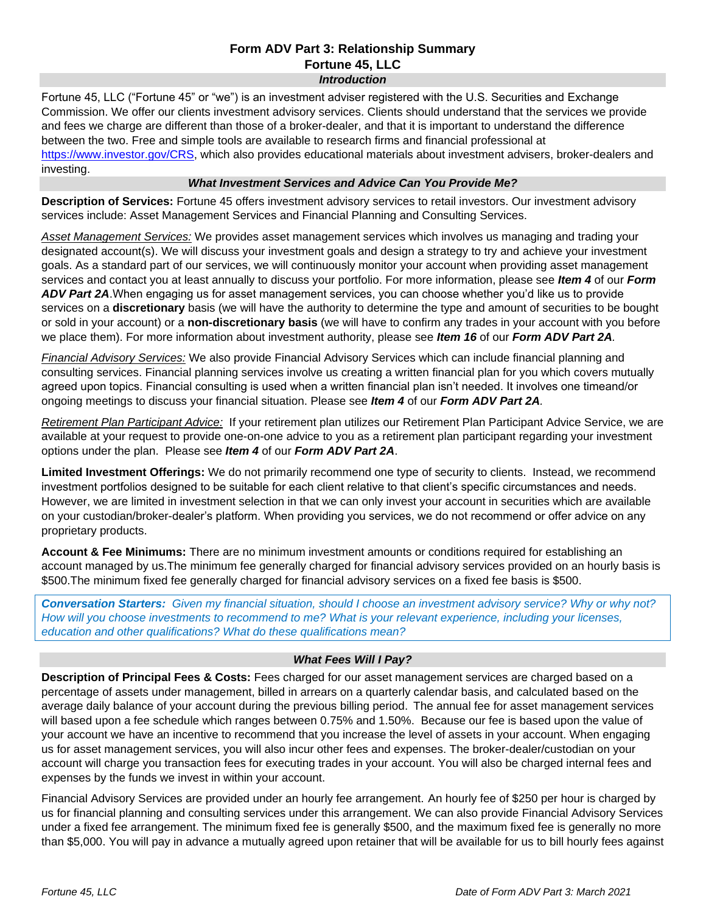# Form ADV Part 3: Relationship Summary
# Fortune 45, LLC

## *Introduction*

Fortune 45, LLC ("Fortune 45" or "we") is an investment adviser registered with the U.S. Securities and Exchange Commission. We offer our clients investment advisory services. Clients should understand that the services we provide and fees we charge are different than those of a broker-dealer, and that it is important to understand the difference between the two. Free and simple tools are available to research firms and financial professional at https://www.investor.gov/CRS, which also provides educational materials about investment advisers, broker-dealers and investing.

## *What Investment Services and Advice Can You Provide Me?*

**Description of Services:** Fortune 45 offers investment advisory services to retail investors. Our investment advisory services include: Asset Management Services and Financial Planning and Consulting Services.

Asset Management Services: We provides asset management services which involves us managing and trading your designated account(s). We will discuss your investment goals and design a strategy to try and achieve your investment goals. As a standard part of our services, we will continuously monitor your account when providing asset management services and contact you at least annually to discuss your portfolio. For more information, please see ***Item 4*** of our ***Form ADV Part 2A***.When engaging us for asset management services, you can choose whether you'd like us to provide services on a **discretionary** basis (we will have the authority to determine the type and amount of securities to be bought or sold in your account) or a **non-discretionary basis** (we will have to confirm any trades in your account with you before we place them). For more information about investment authority, please see ***Item 16*** of our ***Form ADV Part 2A***.

Financial Advisory Services: We also provide Financial Advisory Services which can include financial planning and consulting services. Financial planning services involve us creating a written financial plan for you which covers mutually agreed upon topics. Financial consulting is used when a written financial plan isn't needed. It involves one timeand/or ongoing meetings to discuss your financial situation. Please see ***Item 4*** of our ***Form ADV Part 2A***.

Retirement Plan Participant Advice: If your retirement plan utilizes our Retirement Plan Participant Advice Service, we are available at your request to provide one-on-one advice to you as a retirement plan participant regarding your investment options under the plan. Please see ***Item 4*** of our ***Form ADV Part 2A***.

**Limited Investment Offerings:** We do not primarily recommend one type of security to clients. Instead, we recommend investment portfolios designed to be suitable for each client relative to that client's specific circumstances and needs. However, we are limited in investment selection in that we can only invest your account in securities which are available on your custodian/broker-dealer's platform. When providing you services, we do not recommend or offer advice on any proprietary products.

**Account & Fee Minimums:** There are no minimum investment amounts or conditions required for establishing an account managed by us.The minimum fee generally charged for financial advisory services provided on an hourly basis is $500.The minimum fixed fee generally charged for financial advisory services on a fixed fee basis is $500.

> ***Conversation Starters:*** *Given my financial situation, should I choose an investment advisory service? Why or why not? How will you choose investments to recommend to me? What is your relevant experience, including your licenses, education and other qualifications? What do these qualifications mean?*

## *What Fees Will I Pay?*

**Description of Principal Fees & Costs:** Fees charged for our asset management services are charged based on a percentage of assets under management, billed in arrears on a quarterly calendar basis, and calculated based on the average daily balance of your account during the previous billing period. The annual fee for asset management services will based upon a fee schedule which ranges between 0.75% and 1.50%. Because our fee is based upon the value of your account we have an incentive to recommend that you increase the level of assets in your account. When engaging us for asset management services, you will also incur other fees and expenses. The broker-dealer/custodian on your account will charge you transaction fees for executing trades in your account. You will also be charged internal fees and expenses by the funds we invest in within your account.

Financial Advisory Services are provided under an hourly fee arrangement. An hourly fee of $250 per hour is charged by us for financial planning and consulting services under this arrangement. We can also provide Financial Advisory Services under a fixed fee arrangement. The minimum fixed fee is generally $500, and the maximum fixed fee is generally no more than $5,000. You will pay in advance a mutually agreed upon retainer that will be available for us to bill hourly fees against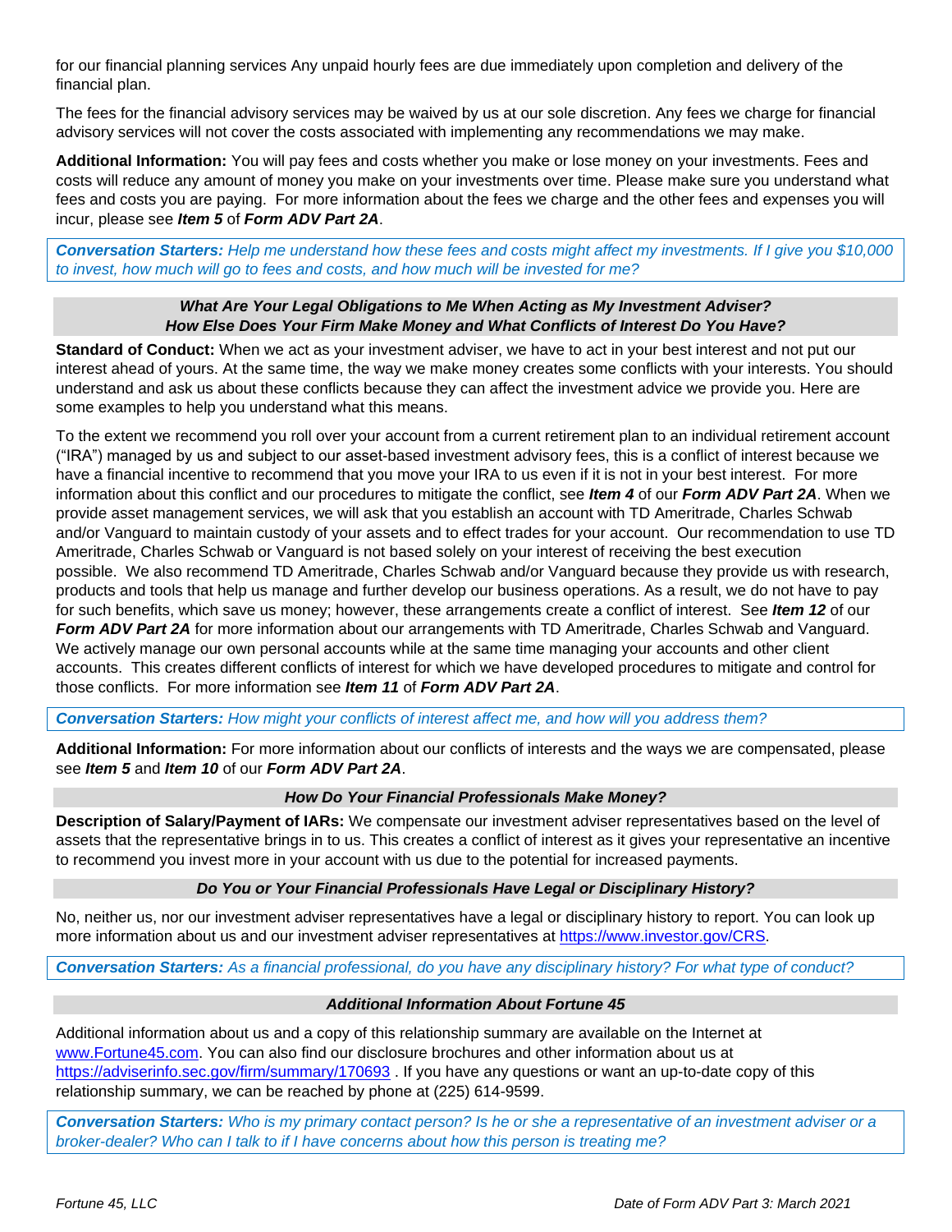for our financial planning services Any unpaid hourly fees are due immediately upon completion and delivery of the financial plan.

The fees for the financial advisory services may be waived by us at our sole discretion. Any fees we charge for financial advisory services will not cover the costs associated with implementing any recommendations we may make.

**Additional Information:** You will pay fees and costs whether you make or lose money on your investments. Fees and costs will reduce any amount of money you make on your investments over time. Please make sure you understand what fees and costs you are paying. For more information about the fees we charge and the other fees and expenses you will incur, please see ***Item 5*** of ***Form ADV Part 2A***.

> ***Conversation Starters:*** *Help me understand how these fees and costs might affect my investments. If I give you $10,000 to invest, how much will go to fees and costs, and how much will be invested for me?*

### *What Are Your Legal Obligations to Me When Acting as My Investment Adviser? How Else Does Your Firm Make Money and What Conflicts of Interest Do You Have?*

**Standard of Conduct:** When we act as your investment adviser, we have to act in your best interest and not put our interest ahead of yours. At the same time, the way we make money creates some conflicts with your interests. You should understand and ask us about these conflicts because they can affect the investment advice we provide you. Here are some examples to help you understand what this means.

To the extent we recommend you roll over your account from a current retirement plan to an individual retirement account ("IRA") managed by us and subject to our asset-based investment advisory fees, this is a conflict of interest because we have a financial incentive to recommend that you move your IRA to us even if it is not in your best interest. For more information about this conflict and our procedures to mitigate the conflict, see ***Item 4*** of our ***Form ADV Part 2A***. When we provide asset management services, we will ask that you establish an account with TD Ameritrade, Charles Schwab and/or Vanguard to maintain custody of your assets and to effect trades for your account. Our recommendation to use TD Ameritrade, Charles Schwab or Vanguard is not based solely on your interest of receiving the best execution possible. We also recommend TD Ameritrade, Charles Schwab and/or Vanguard because they provide us with research, products and tools that help us manage and further develop our business operations. As a result, we do not have to pay for such benefits, which save us money; however, these arrangements create a conflict of interest. See ***Item 12*** of our ***Form ADV Part 2A*** for more information about our arrangements with TD Ameritrade, Charles Schwab and Vanguard. We actively manage our own personal accounts while at the same time managing your accounts and other client accounts. This creates different conflicts of interest for which we have developed procedures to mitigate and control for those conflicts. For more information see ***Item 11*** of ***Form ADV Part 2A***.

> ***Conversation Starters:*** *How might your conflicts of interest affect me, and how will you address them?*

**Additional Information:** For more information about our conflicts of interests and the ways we are compensated, please see ***Item 5*** and ***Item 10*** of our ***Form ADV Part 2A***.

### *How Do Your Financial Professionals Make Money?*

**Description of Salary/Payment of IARs:** We compensate our investment adviser representatives based on the level of assets that the representative brings in to us. This creates a conflict of interest as it gives your representative an incentive to recommend you invest more in your account with us due to the potential for increased payments.

### *Do You or Your Financial Professionals Have Legal or Disciplinary History?*

No, neither us, nor our investment adviser representatives have a legal or disciplinary history to report. You can look up more information about us and our investment adviser representatives at https://www.investor.gov/CRS.

> ***Conversation Starters:*** *As a financial professional, do you have any disciplinary history? For what type of conduct?*

### *Additional Information About Fortune 45*

Additional information about us and a copy of this relationship summary are available on the Internet at www.Fortune45.com. You can also find our disclosure brochures and other information about us at https://adviserinfo.sec.gov/firm/summary/170693 . If you have any questions or want an up-to-date copy of this relationship summary, we can be reached by phone at (225) 614-9599.

> ***Conversation Starters:*** *Who is my primary contact person? Is he or she a representative of an investment adviser or a broker-dealer? Who can I talk to if I have concerns about how this person is treating me?*

*Fortune 45, LLC* *Date of Form ADV Part 3: March 2021*